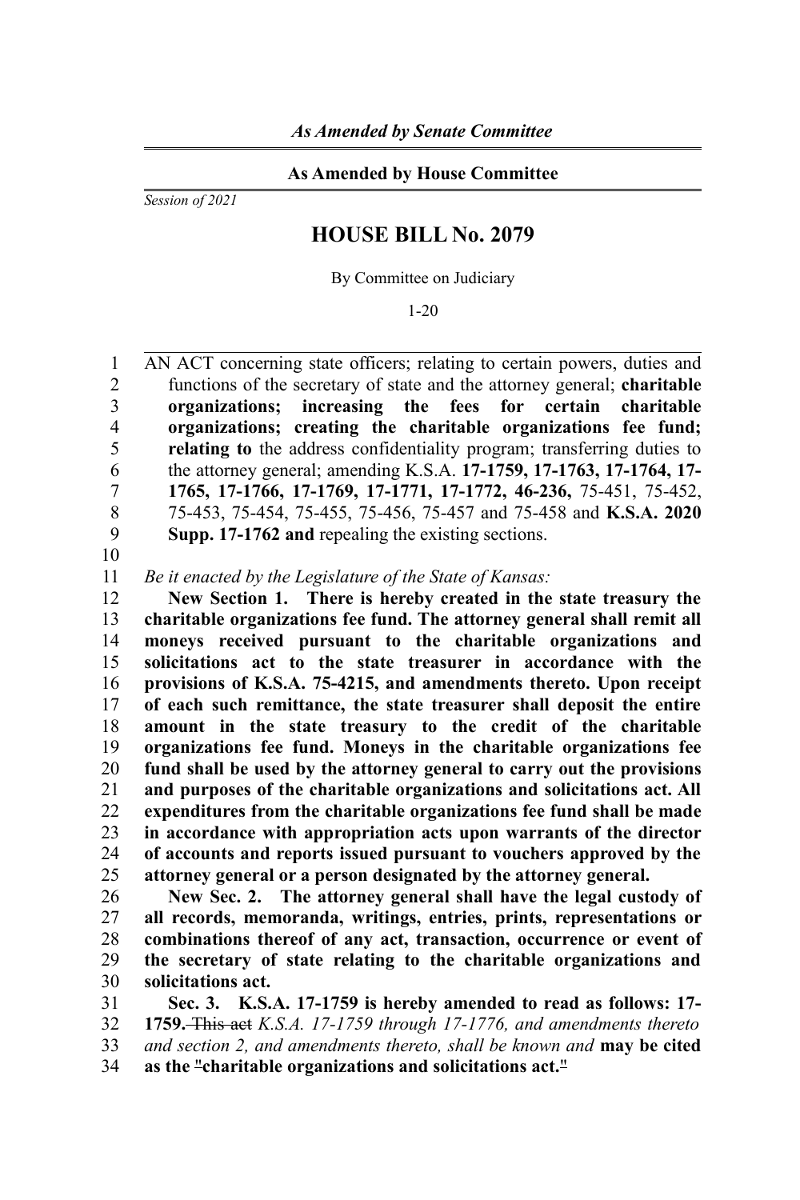*As Amended by Senate Committee*

**As Amended by House Committee**

*Session of 2021*

# HOUSE BILL No. 2079

By Committee on Judiciary

1-20

AN ACT concerning state officers; relating to certain powers, duties and functions of the secretary of state and the attorney general; **charitable organizations; increasing the fees for certain charitable organizations; creating the charitable organizations fee fund; relating to** the address confidentiality program; transferring duties to the attorney general; amending K.S.A. **17-1759, 17-1763, 17-1764, 17-1765, 17-1766, 17-1769, 17-1771, 17-1772, 46-236,** 75-451, 75-452, 75-453, 75-454, 75-455, 75-456, 75-457 and 75-458 and **K.S.A. 2020 Supp. 17-1762 and** repealing the existing sections.

*Be it enacted by the Legislature of the State of Kansas:*

**New Section 1. There is hereby created in the state treasury the charitable organizations fee fund. The attorney general shall remit all moneys received pursuant to the charitable organizations and solicitations act to the state treasurer in accordance with the provisions of K.S.A. 75-4215, and amendments thereto. Upon receipt of each such remittance, the state treasurer shall deposit the entire amount in the state treasury to the credit of the charitable organizations fee fund. Moneys in the charitable organizations fee fund shall be used by the attorney general to carry out the provisions and purposes of the charitable organizations and solicitations act. All expenditures from the charitable organizations fee fund shall be made in accordance with appropriation acts upon warrants of the director of accounts and reports issued pursuant to vouchers approved by the attorney general or a person designated by the attorney general.**

**New Sec. 2. The attorney general shall have the legal custody of all records, memoranda, writings, entries, prints, representations or combinations thereof of any act, transaction, occurrence or event of the secretary of state relating to the charitable organizations and solicitations act.**

**Sec. 3. K.S.A. 17-1759 is hereby amended to read as follows: 17-1759.** ~~This act~~ *K.S.A. 17-1759 through 17-1776, and amendments thereto and section 2, and amendments thereto, shall be known and* **may be cited as the** ~~"~~**charitable organizations and solicitations act.**~~"~~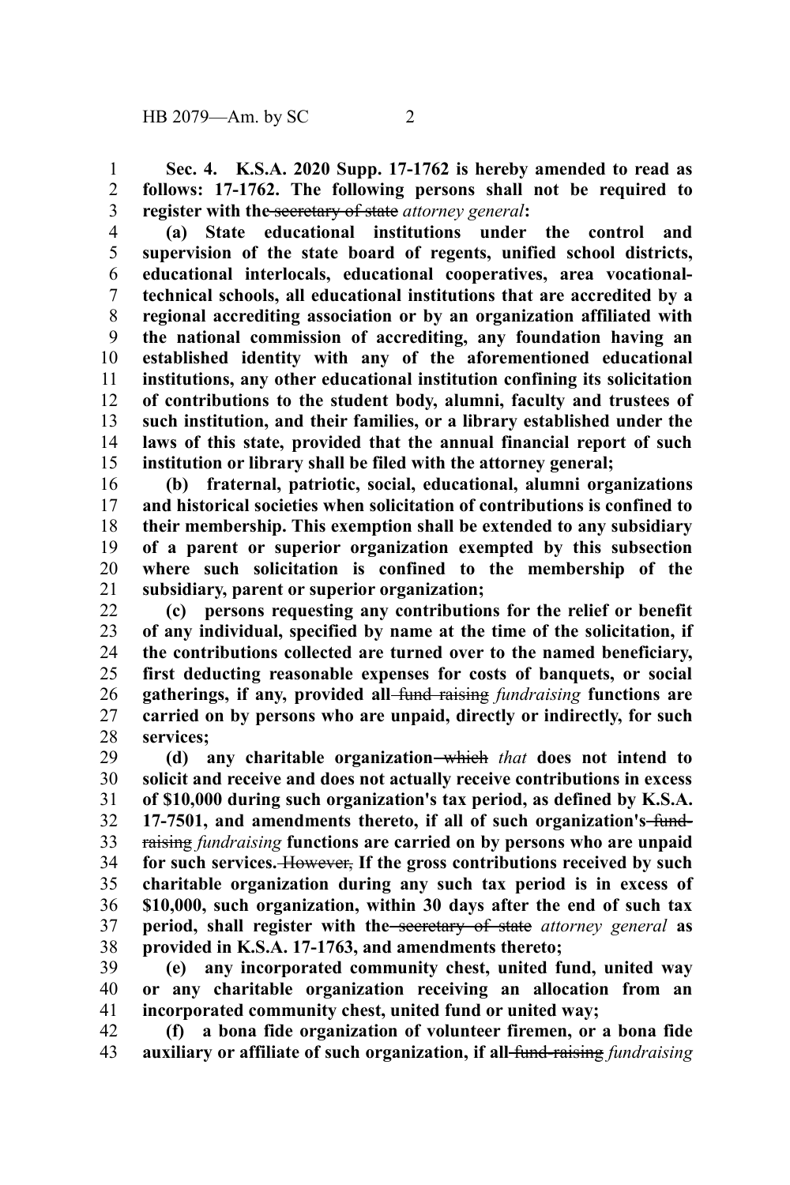**Sec. 4. K.S.A. 2020 Supp. 17-1762 is hereby amended to read as follows: 17-1762. The following persons shall not be required to register with the** ~~secretary of state~~ *attorney general***:**

**(a) State educational institutions under the control and supervision of the state board of regents, unified school districts, educational interlocals, educational cooperatives, area vocational-technical schools, all educational institutions that are accredited by a regional accrediting association or by an organization affiliated with the national commission of accrediting, any foundation having an established identity with any of the aforementioned educational institutions, any other educational institution confining its solicitation of contributions to the student body, alumni, faculty and trustees of such institution, and their families, or a library established under the laws of this state, provided that the annual financial report of such institution or library shall be filed with the attorney general;**

**(b) fraternal, patriotic, social, educational, alumni organizations and historical societies when solicitation of contributions is confined to their membership. This exemption shall be extended to any subsidiary of a parent or superior organization exempted by this subsection where such solicitation is confined to the membership of the subsidiary, parent or superior organization;**

**(c) persons requesting any contributions for the relief or benefit of any individual, specified by name at the time of the solicitation, if the contributions collected are turned over to the named beneficiary, first deducting reasonable expenses for costs of banquets, or social gatherings, if any, provided all** ~~fund raising~~ *fundraising* **functions are carried on by persons who are unpaid, directly or indirectly, for such services;**

**(d) any charitable organization** ~~which~~ *that* **does not intend to solicit and receive and does not actually receive contributions in excess of $10,000 during such organization's tax period, as defined by K.S.A. 17-7501, and amendments thereto, if all of such organization's** ~~fund-raising~~ *fundraising* **functions are carried on by persons who are unpaid for such services.** ~~However,~~ **If the gross contributions received by such charitable organization during any such tax period is in excess of $10,000, such organization, within 30 days after the end of such tax period, shall register with the** ~~secretary of state~~ *attorney general* **as provided in K.S.A. 17-1763, and amendments thereto;**

**(e) any incorporated community chest, united fund, united way or any charitable organization receiving an allocation from an incorporated community chest, united fund or united way;**

**(f) a bona fide organization of volunteer firemen, or a bona fide auxiliary or affiliate of such organization, if all** ~~fund-raising~~ *fundraising*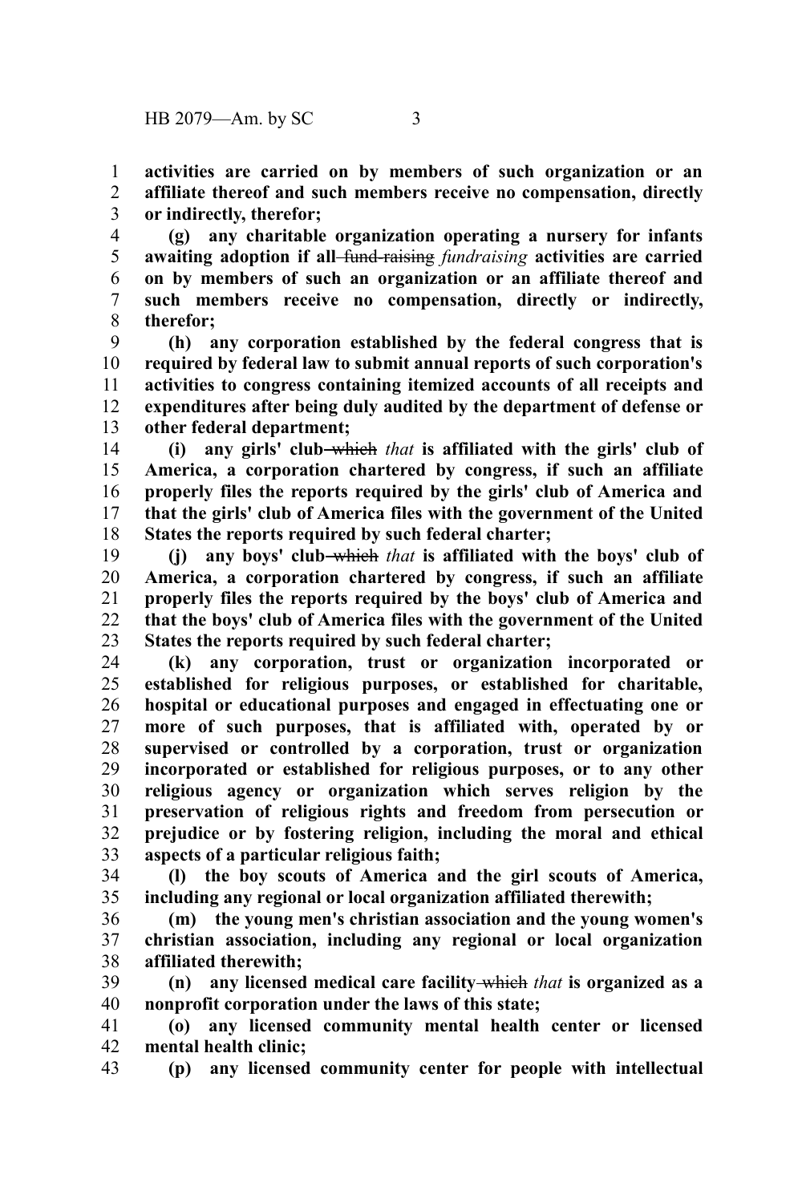**activities are carried on by members of such organization or an affiliate thereof and such members receive no compensation, directly or indirectly, therefor;**

**(g) any charitable organization operating a nursery for infants awaiting adoption if all** ~~fund-raising~~ ***fundraising*** **activities are carried on by members of such an organization or an affiliate thereof and such members receive no compensation, directly or indirectly, therefor;**

**(h) any corporation established by the federal congress that is required by federal law to submit annual reports of such corporation's activities to congress containing itemized accounts of all receipts and expenditures after being duly audited by the department of defense or other federal department;**

**(i) any girls' club** ~~which~~ ***that*** **is affiliated with the girls' club of America, a corporation chartered by congress, if such an affiliate properly files the reports required by the girls' club of America and that the girls' club of America files with the government of the United States the reports required by such federal charter;**

**(j) any boys' club** ~~which~~ ***that*** **is affiliated with the boys' club of America, a corporation chartered by congress, if such an affiliate properly files the reports required by the boys' club of America and that the boys' club of America files with the government of the United States the reports required by such federal charter;**

**(k) any corporation, trust or organization incorporated or established for religious purposes, or established for charitable, hospital or educational purposes and engaged in effectuating one or more of such purposes, that is affiliated with, operated by or supervised or controlled by a corporation, trust or organization incorporated or established for religious purposes, or to any other religious agency or organization which serves religion by the preservation of religious rights and freedom from persecution or prejudice or by fostering religion, including the moral and ethical aspects of a particular religious faith;**

**(l) the boy scouts of America and the girl scouts of America, including any regional or local organization affiliated therewith;**

**(m) the young men's christian association and the young women's christian association, including any regional or local organization affiliated therewith;**

**(n) any licensed medical care facility** ~~which~~ ***that*** **is organized as a nonprofit corporation under the laws of this state;**

**(o) any licensed community mental health center or licensed mental health clinic;**

**(p) any licensed community center for people with intellectual**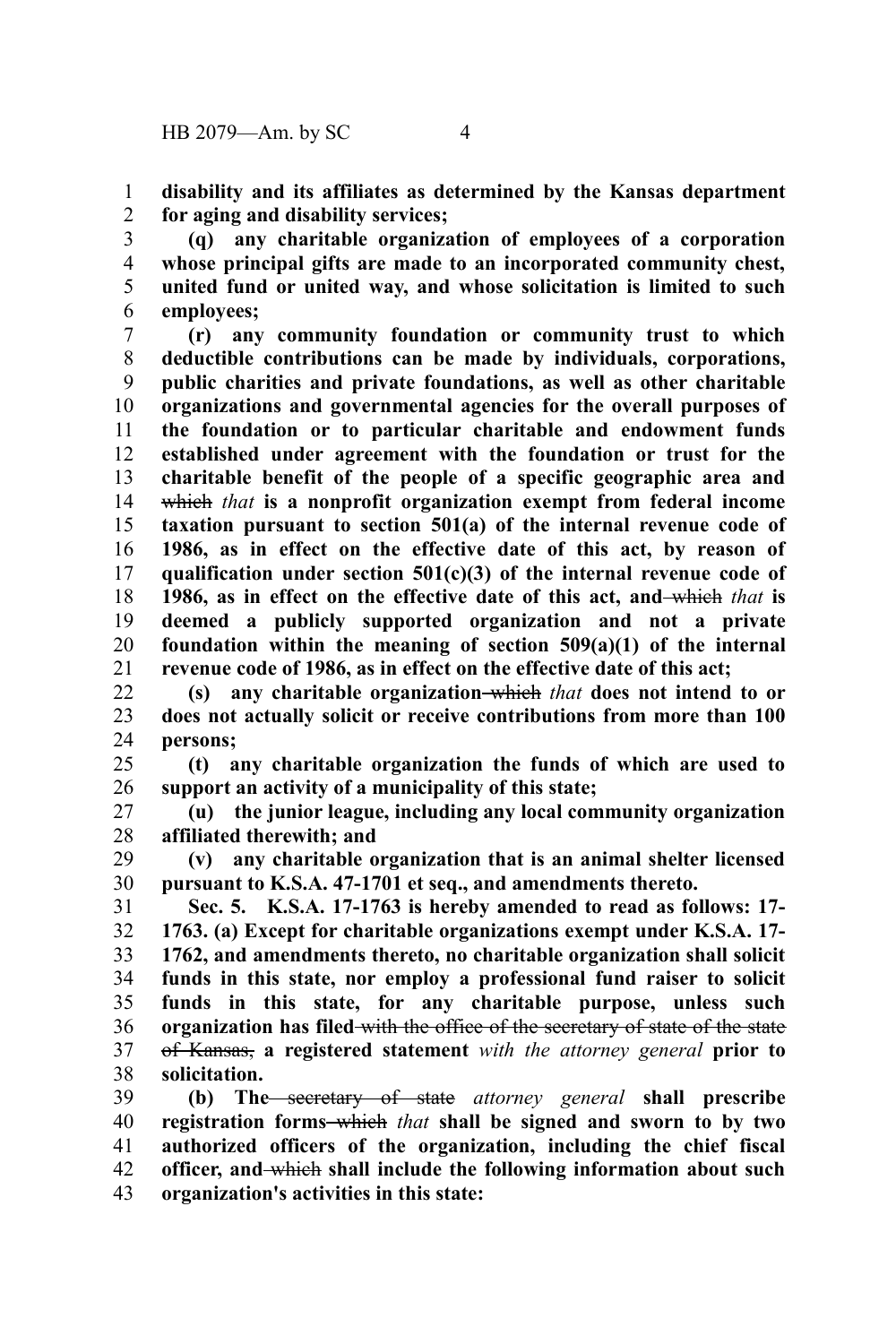**disability and its affiliates as determined by the Kansas department for aging and disability services;**

**(q) any charitable organization of employees of a corporation whose principal gifts are made to an incorporated community chest, united fund or united way, and whose solicitation is limited to such employees;**

**(r) any community foundation or community trust to which deductible contributions can be made by individuals, corporations, public charities and private foundations, as well as other charitable organizations and governmental agencies for the overall purposes of the foundation or to particular charitable and endowment funds established under agreement with the foundation or trust for the charitable benefit of the people of a specific geographic area and** ~~which~~ *that* **is a nonprofit organization exempt from federal income taxation pursuant to section 501(a) of the internal revenue code of 1986, as in effect on the effective date of this act, by reason of qualification under section 501(c)(3) of the internal revenue code of 1986, as in effect on the effective date of this act, and** ~~which~~ *that* **is deemed a publicly supported organization and not a private foundation within the meaning of section 509(a)(1) of the internal revenue code of 1986, as in effect on the effective date of this act;**

**(s) any charitable organization** ~~which~~ *that* **does not intend to or does not actually solicit or receive contributions from more than 100 persons;**

**(t) any charitable organization the funds of which are used to support an activity of a municipality of this state;**

**(u) the junior league, including any local community organization affiliated therewith; and**

**(v) any charitable organization that is an animal shelter licensed pursuant to K.S.A. 47-1701 et seq., and amendments thereto.**

**Sec. 5. K.S.A. 17-1763 is hereby amended to read as follows: 17-1763. (a) Except for charitable organizations exempt under K.S.A. 17-1762, and amendments thereto, no charitable organization shall solicit funds in this state, nor employ a professional fund raiser to solicit funds in this state, for any charitable purpose, unless such organization has filed** ~~with the office of the secretary of state of the state of Kansas,~~ **a registered statement** *with the attorney general* **prior to solicitation.**

**(b) The** ~~secretary of state~~ *attorney general* **shall prescribe registration forms** ~~which~~ *that* **shall be signed and sworn to by two authorized officers of the organization, including the chief fiscal officer, and** ~~which~~ **shall include the following information about such organization's activities in this state:**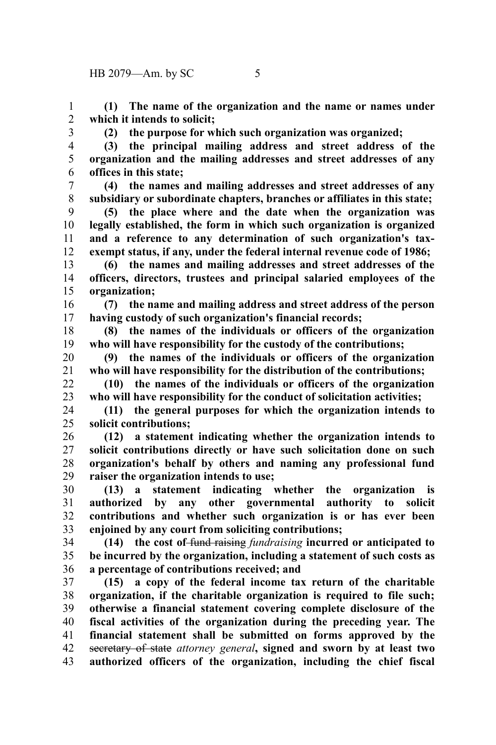**(1) The name of the organization and the name or names under which it intends to solicit;**

**(2) the purpose for which such organization was organized;**

**(3) the principal mailing address and street address of the organization and the mailing addresses and street addresses of any offices in this state;**

**(4) the names and mailing addresses and street addresses of any subsidiary or subordinate chapters, branches or affiliates in this state;**

**(5) the place where and the date when the organization was legally established, the form in which such organization is organized and a reference to any determination of such organization's tax-exempt status, if any, under the federal internal revenue code of 1986;**

**(6) the names and mailing addresses and street addresses of the officers, directors, trustees and principal salaried employees of the organization;**

**(7) the name and mailing address and street address of the person having custody of such organization's financial records;**

**(8) the names of the individuals or officers of the organization who will have responsibility for the custody of the contributions;**

**(9) the names of the individuals or officers of the organization who will have responsibility for the distribution of the contributions;**

**(10) the names of the individuals or officers of the organization who will have responsibility for the conduct of solicitation activities;**

**(11) the general purposes for which the organization intends to solicit contributions;**

**(12) a statement indicating whether the organization intends to solicit contributions directly or have such solicitation done on such organization's behalf by others and naming any professional fund raiser the organization intends to use;**

**(13) a statement indicating whether the organization is authorized by any other governmental authority to solicit contributions and whether such organization is or has ever been enjoined by any court from soliciting contributions;**

**(14) the cost of** ~~fund raising~~ *fundraising* **incurred or anticipated to be incurred by the organization, including a statement of such costs as a percentage of contributions received; and**

**(15) a copy of the federal income tax return of the charitable organization, if the charitable organization is required to file such; otherwise a financial statement covering complete disclosure of the fiscal activities of the organization during the preceding year. The financial statement shall be submitted on forms approved by the** ~~secretary of state~~ *attorney general***, signed and sworn by at least two authorized officers of the organization, including the chief fiscal**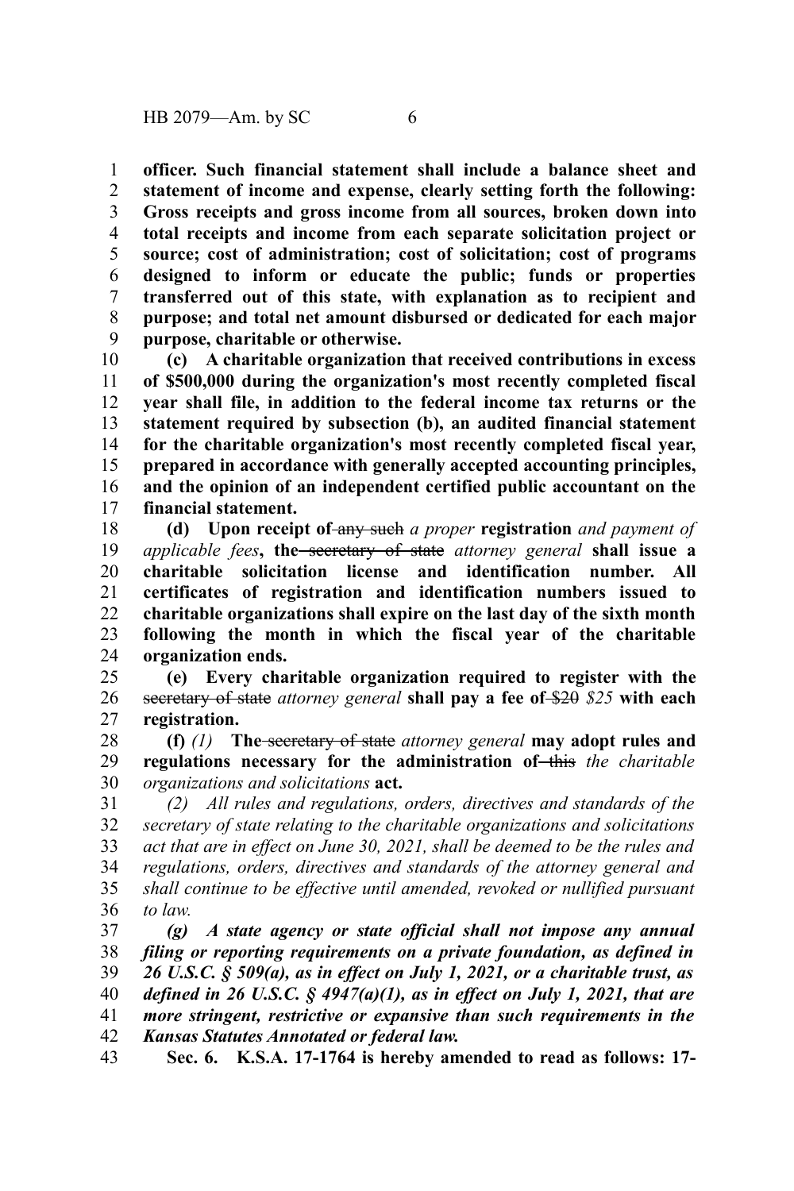**officer. Such financial statement shall include a balance sheet and statement of income and expense, clearly setting forth the following: Gross receipts and gross income from all sources, broken down into total receipts and income from each separate solicitation project or source; cost of administration; cost of solicitation; cost of programs designed to inform or educate the public; funds or properties transferred out of this state, with explanation as to recipient and purpose; and total net amount disbursed or dedicated for each major purpose, charitable or otherwise.**

**(c) A charitable organization that received contributions in excess of $500,000 during the organization's most recently completed fiscal year shall file, in addition to the federal income tax returns or the statement required by subsection (b), an audited financial statement for the charitable organization's most recently completed fiscal year, prepared in accordance with generally accepted accounting principles, and the opinion of an independent certified public accountant on the financial statement.**

**(d) Upon receipt of** ~~any such~~ *a proper* **registration** *and payment of applicable fees***, the** ~~secretary of state~~ *attorney general* **shall issue a charitable solicitation license and identification number. All certificates of registration and identification numbers issued to charitable organizations shall expire on the last day of the sixth month following the month in which the fiscal year of the charitable organization ends.**

**(e) Every charitable organization required to register with the** ~~secretary of state~~ *attorney general* **shall pay a fee of** ~~$20~~ *$25* **with each registration.**

**(f)** *(1)* **The** ~~secretary of state~~ *attorney general* **may adopt rules and regulations necessary for the administration of** ~~this~~ *the charitable organizations and solicitations* **act.**

*(2) All rules and regulations, orders, directives and standards of the secretary of state relating to the charitable organizations and solicitations act that are in effect on June 30, 2021, shall be deemed to be the rules and regulations, orders, directives and standards of the attorney general and shall continue to be effective until amended, revoked or nullified pursuant to law.*

***(g) A state agency or state official shall not impose any annual filing or reporting requirements on a private foundation, as defined in 26 U.S.C. § 509(a), as in effect on July 1, 2021, or a charitable trust, as defined in 26 U.S.C. § 4947(a)(1), as in effect on July 1, 2021, that are more stringent, restrictive or expansive than such requirements in the Kansas Statutes Annotated or federal law.***

**Sec. 6. K.S.A. 17-1764 is hereby amended to read as follows: 17-**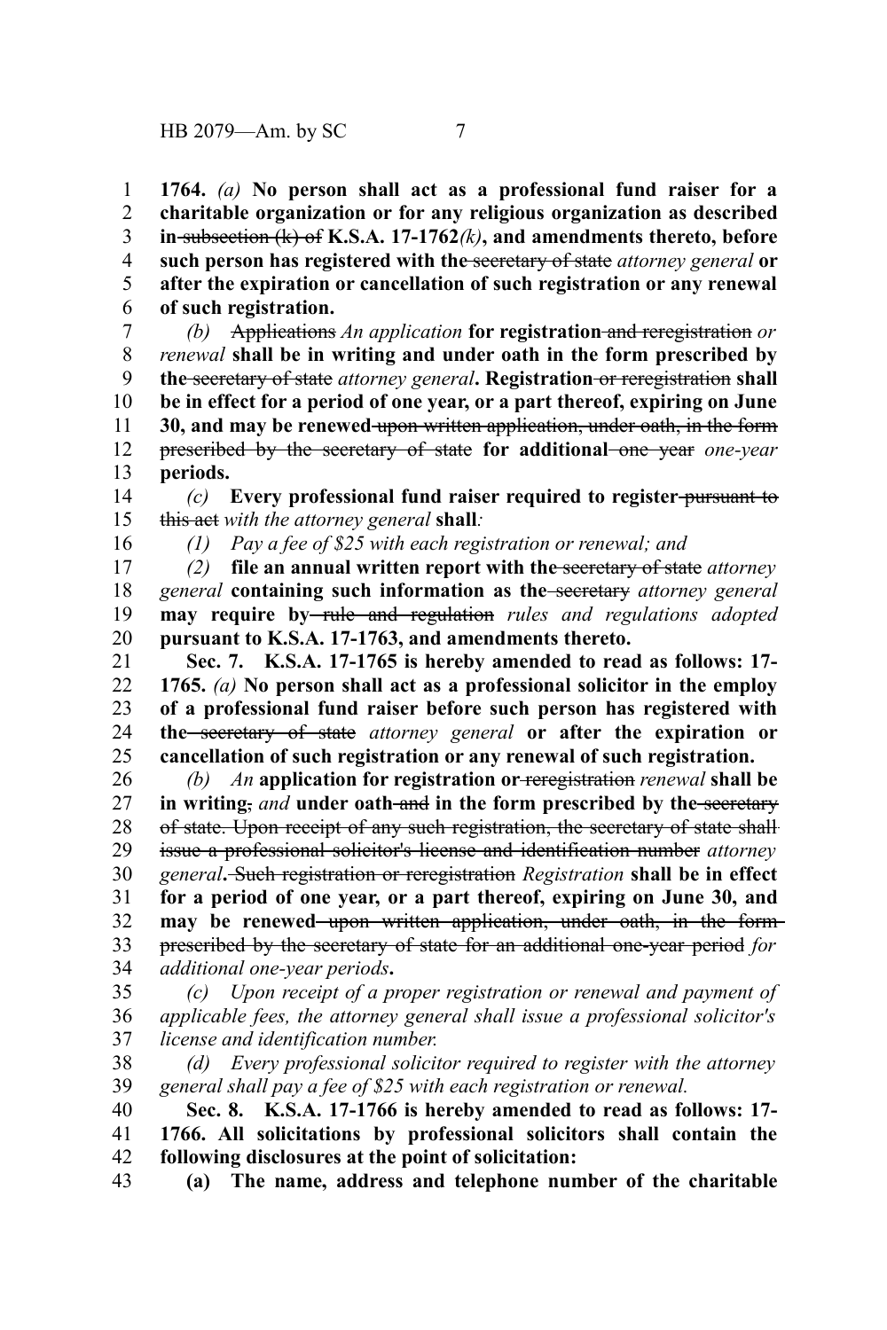**1764.** *(a)* **No person shall act as a professional fund raiser for a charitable organization or for any religious organization as described in** ~~subsection (k) of~~ **K.S.A. 17-1762***(k)***, and amendments thereto, before such person has registered with the** ~~secretary of state~~ *attorney general* **or after the expiration or cancellation of such registration or any renewal of such registration.**

*(b)* ~~Applications~~ *An application* **for registration** ~~and reregistration~~ *or renewal* **shall be in writing and under oath in the form prescribed by the** ~~secretary of state~~ *attorney general***. Registration** ~~or reregistration~~ **shall be in effect for a period of one year, or a part thereof, expiring on June 30, and may be renewed** ~~upon written application, under oath, in the form prescribed by the secretary of state~~ **for additional** ~~one year~~ *one-year* **periods.**

*(c)* **Every professional fund raiser required to register** ~~pursuant to this act~~ *with the attorney general* **shall***:*

*(1) Pay a fee of $25 with each registration or renewal; and*

*(2)* **file an annual written report with the** ~~secretary of state~~ *attorney general* **containing such information as the** ~~secretary~~ *attorney general* **may require by** ~~rule and regulation~~ *rules and regulations adopted* **pursuant to K.S.A. 17-1763, and amendments thereto.**

**Sec. 7. K.S.A. 17-1765 is hereby amended to read as follows: 17-1765.** *(a)* **No person shall act as a professional solicitor in the employ of a professional fund raiser before such person has registered with the** ~~secretary of state~~ *attorney general* **or after the expiration or cancellation of such registration or any renewal of such registration.**

*(b) An* **application for registration or** ~~reregistration~~ *renewal* **shall be in writing**~~,~~ *and* **under oath** ~~and~~ **in the form prescribed by the** ~~secretary of state. Upon receipt of any such registration, the secretary of state shall issue a professional solicitor's license and identification number~~ *attorney general***.** ~~Such registration or reregistration~~ *Registration* **shall be in effect for a period of one year, or a part thereof, expiring on June 30, and may be renewed** ~~upon written application, under oath, in the form prescribed by the secretary of state for an additional one-year period~~ *for additional one-year periods***.**

*(c) Upon receipt of a proper registration or renewal and payment of applicable fees, the attorney general shall issue a professional solicitor's license and identification number.*

*(d) Every professional solicitor required to register with the attorney general shall pay a fee of $25 with each registration or renewal.*

**Sec. 8. K.S.A. 17-1766 is hereby amended to read as follows: 17-1766. All solicitations by professional solicitors shall contain the following disclosures at the point of solicitation:**

**(a) The name, address and telephone number of the charitable**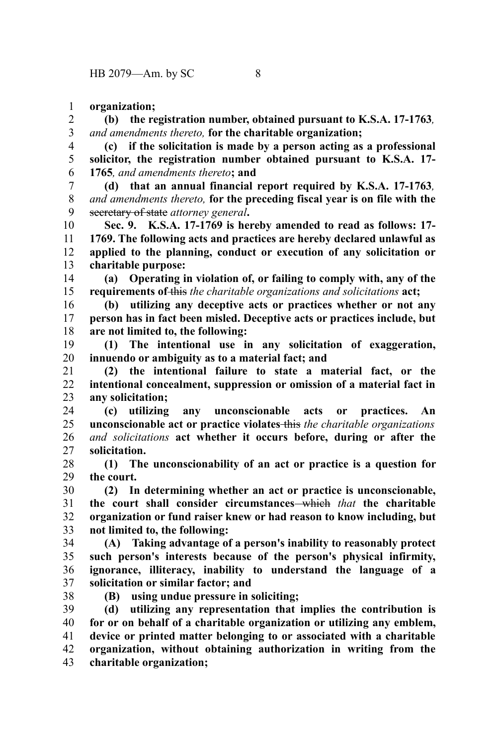**organization;**

**(b) the registration number, obtained pursuant to K.S.A. 17-1763***, and amendments thereto,* **for the charitable organization;**

**(c) if the solicitation is made by a person acting as a professional solicitor, the registration number obtained pursuant to K.S.A. 17-1765***, and amendments thereto***; and**

**(d) that an annual financial report required by K.S.A. 17-1763***, and amendments thereto,* **for the preceding fiscal year is on file with the** ~~secretary of state~~ *attorney general***.**

**Sec. 9. K.S.A. 17-1769 is hereby amended to read as follows: 17-1769. The following acts and practices are hereby declared unlawful as applied to the planning, conduct or execution of any solicitation or charitable purpose:**

**(a) Operating in violation of, or failing to comply with, any of the requirements of** ~~this~~ *the charitable organizations and solicitations* **act;**

**(b) utilizing any deceptive acts or practices whether or not any person has in fact been misled. Deceptive acts or practices include, but are not limited to, the following:**

**(1) The intentional use in any solicitation of exaggeration, innuendo or ambiguity as to a material fact; and**

**(2) the intentional failure to state a material fact, or the intentional concealment, suppression or omission of a material fact in any solicitation;**

**(c) utilizing any unconscionable acts or practices. An unconscionable act or practice violates** ~~this~~ *the charitable organizations and solicitations* **act whether it occurs before, during or after the solicitation.**

**(1) The unconscionability of an act or practice is a question for the court.**

**(2) In determining whether an act or practice is unconscionable, the court shall consider circumstances** ~~which~~ *that* **the charitable organization or fund raiser knew or had reason to know including, but not limited to, the following:**

**(A) Taking advantage of a person's inability to reasonably protect such person's interests because of the person's physical infirmity, ignorance, illiteracy, inability to understand the language of a solicitation or similar factor; and**

**(B) using undue pressure in soliciting;**

**(d) utilizing any representation that implies the contribution is for or on behalf of a charitable organization or utilizing any emblem, device or printed matter belonging to or associated with a charitable organization, without obtaining authorization in writing from the charitable organization;**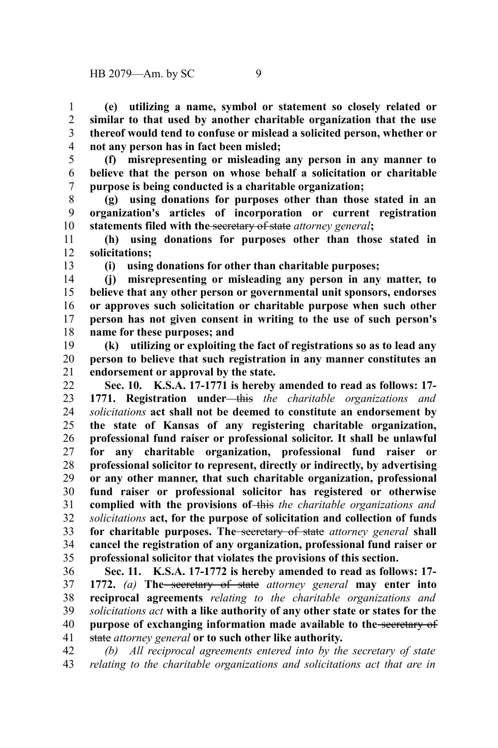**(e) utilizing a name, symbol or statement so closely related or similar to that used by another charitable organization that the use thereof would tend to confuse or mislead a solicited person, whether or not any person has in fact been misled;**

**(f) misrepresenting or misleading any person in any manner to believe that the person on whose behalf a solicitation or charitable purpose is being conducted is a charitable organization;**

**(g) using donations for purposes other than those stated in an organization's articles of incorporation or current registration statements filed with the** ~~secretary of state~~ *attorney general***;**

**(h) using donations for purposes other than those stated in solicitations;**

**(i) using donations for other than charitable purposes;**

**(j) misrepresenting or misleading any person in any matter, to believe that any other person or governmental unit sponsors, endorses or approves such solicitation or charitable purpose when such other person has not given consent in writing to the use of such person's name for these purposes; and**

**(k) utilizing or exploiting the fact of registrations so as to lead any person to believe that such registration in any manner constitutes an endorsement or approval by the state.**

**Sec. 10. K.S.A. 17-1771 is hereby amended to read as follows: 17-1771. Registration under** ~~this~~ *the charitable organizations and solicitations* **act shall not be deemed to constitute an endorsement by the state of Kansas of any registering charitable organization, professional fund raiser or professional solicitor. It shall be unlawful for any charitable organization, professional fund raiser or professional solicitor to represent, directly or indirectly, by advertising or any other manner, that such charitable organization, professional fund raiser or professional solicitor has registered or otherwise complied with the provisions of** ~~this~~ *the charitable organizations and solicitations* **act, for the purpose of solicitation and collection of funds for charitable purposes. The** ~~secretary of state~~ *attorney general* **shall cancel the registration of any organization, professional fund raiser or professional solicitor that violates the provisions of this section.**

**Sec. 11. K.S.A. 17-1772 is hereby amended to read as follows: 17-1772.** *(a)* **The** ~~secretary of state~~ *attorney general* **may enter into reciprocal agreements** *relating to the charitable organizations and solicitations act* **with a like authority of any other state or states for the purpose of exchanging information made available to the** ~~secretary of state~~ *attorney general* **or to such other like authority.**

*(b) All reciprocal agreements entered into by the secretary of state relating to the charitable organizations and solicitations act that are in*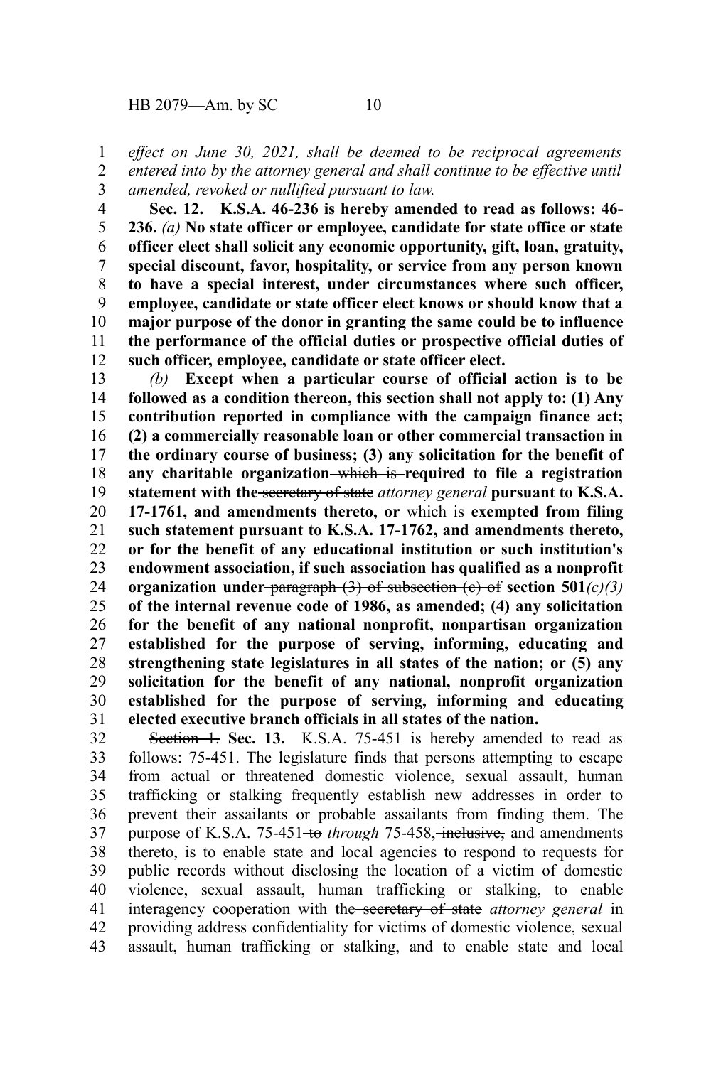*effect on June 30, 2021, shall be deemed to be reciprocal agreements entered into by the attorney general and shall continue to be effective until amended, revoked or nullified pursuant to law.*

**Sec. 12. K.S.A. 46-236 is hereby amended to read as follows: 46-236.** *(a)* **No state officer or employee, candidate for state office or state officer elect shall solicit any economic opportunity, gift, loan, gratuity, special discount, favor, hospitality, or service from any person known to have a special interest, under circumstances where such officer, employee, candidate or state officer elect knows or should know that a major purpose of the donor in granting the same could be to influence the performance of the official duties or prospective official duties of such officer, employee, candidate or state officer elect.**

*(b)* **Except when a particular course of official action is to be followed as a condition thereon, this section shall not apply to: (1) Any contribution reported in compliance with the campaign finance act; (2) a commercially reasonable loan or other commercial transaction in the ordinary course of business; (3) any solicitation for the benefit of any charitable organization ~~which is~~ required to file a registration statement with the ~~secretary of state~~** *attorney general* **pursuant to K.S.A. 17-1761, and amendments thereto, or ~~which is~~ exempted from filing such statement pursuant to K.S.A. 17-1762, and amendments thereto, or for the benefit of any educational institution or such institution's endowment association, if such association has qualified as a nonprofit organization under ~~paragraph (3) of subsection (c) of~~ section 501***(c)(3)* **of the internal revenue code of 1986, as amended; (4) any solicitation for the benefit of any national nonprofit, nonpartisan organization established for the purpose of serving, informing, educating and strengthening state legislatures in all states of the nation; or (5) any solicitation for the benefit of any national, nonprofit organization established for the purpose of serving, informing and educating elected executive branch officials in all states of the nation.**

~~Section 1.~~ **Sec. 13.** K.S.A. 75-451 is hereby amended to read as follows: 75-451. The legislature finds that persons attempting to escape from actual or threatened domestic violence, sexual assault, human trafficking or stalking frequently establish new addresses in order to prevent their assailants or probable assailants from finding them. The purpose of K.S.A. 75-451 ~~to~~ *through* 75-458, ~~inclusive,~~ and amendments thereto, is to enable state and local agencies to respond to requests for public records without disclosing the location of a victim of domestic violence, sexual assault, human trafficking or stalking, to enable interagency cooperation with the ~~secretary of state~~ *attorney general* in providing address confidentiality for victims of domestic violence, sexual assault, human trafficking or stalking, and to enable state and local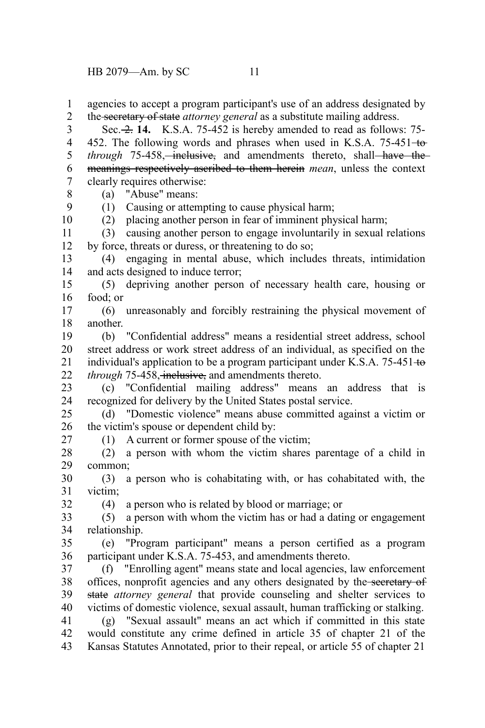agencies to accept a program participant's use of an address designated by the ~~secretary of state~~ *attorney general* as a substitute mailing address.

Sec. ~~2.~~ **14.** K.S.A. 75-452 is hereby amended to read as follows: 75-452. The following words and phrases when used in K.S.A. 75-451 ~~to~~ *through* 75-458, ~~inclusive,~~ and amendments thereto, shall ~~have the meanings respectively ascribed to them herein~~ *mean*, unless the context clearly requires otherwise:

(a) "Abuse" means:

(1) Causing or attempting to cause physical harm;

(2) placing another person in fear of imminent physical harm;

(3) causing another person to engage involuntarily in sexual relations by force, threats or duress, or threatening to do so;

(4) engaging in mental abuse, which includes threats, intimidation and acts designed to induce terror;

(5) depriving another person of necessary health care, housing or food; or

(6) unreasonably and forcibly restraining the physical movement of another.

(b) "Confidential address" means a residential street address, school street address or work street address of an individual, as specified on the individual's application to be a program participant under K.S.A. 75-451 ~~to~~ *through* 75-458, ~~inclusive,~~ and amendments thereto.

(c) "Confidential mailing address" means an address that is recognized for delivery by the United States postal service.

(d) "Domestic violence" means abuse committed against a victim or the victim's spouse or dependent child by:

(1) A current or former spouse of the victim;

(2) a person with whom the victim shares parentage of a child in common;

(3) a person who is cohabitating with, or has cohabitated with, the victim;

(4) a person who is related by blood or marriage; or

(5) a person with whom the victim has or had a dating or engagement relationship.

(e) "Program participant" means a person certified as a program participant under K.S.A. 75-453, and amendments thereto.

(f) "Enrolling agent" means state and local agencies, law enforcement offices, nonprofit agencies and any others designated by the ~~secretary of state~~ *attorney general* that provide counseling and shelter services to victims of domestic violence, sexual assault, human trafficking or stalking.

(g) "Sexual assault" means an act which if committed in this state would constitute any crime defined in article 35 of chapter 21 of the Kansas Statutes Annotated, prior to their repeal, or article 55 of chapter 21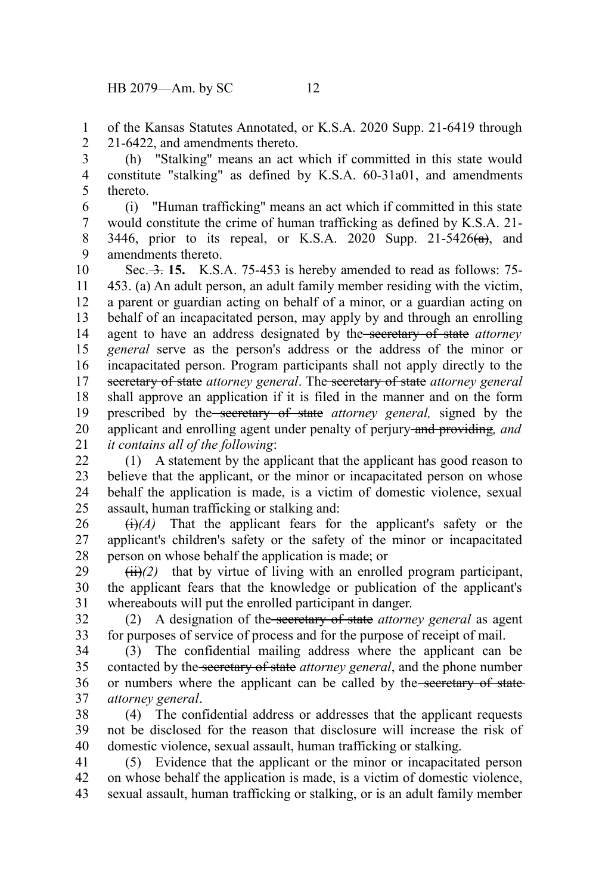of the Kansas Statutes Annotated, or K.S.A. 2020 Supp. 21-6419 through 21-6422, and amendments thereto.

(h) "Stalking" means an act which if committed in this state would constitute "stalking" as defined by K.S.A. 60-31a01, and amendments thereto.

(i) "Human trafficking" means an act which if committed in this state would constitute the crime of human trafficking as defined by K.S.A. 21-3446, prior to its repeal, or K.S.A. 2020 Supp. 21-5426~~(a)~~, and amendments thereto.

Sec. ~~3.~~ **15.** K.S.A. 75-453 is hereby amended to read as follows: 75-453. (a) An adult person, an adult family member residing with the victim, a parent or guardian acting on behalf of a minor, or a guardian acting on behalf of an incapacitated person, may apply by and through an enrolling agent to have an address designated by the ~~secretary of state~~ *attorney general* serve as the person's address or the address of the minor or incapacitated person. Program participants shall not apply directly to the ~~secretary of state~~ *attorney general*. The ~~secretary of state~~ *attorney general* shall approve an application if it is filed in the manner and on the form prescribed by the ~~secretary of state~~ *attorney general,* signed by the applicant and enrolling agent under penalty of perjury ~~and providing~~*, and it contains all of the following*:

(1) A statement by the applicant that the applicant has good reason to believe that the applicant, or the minor or incapacitated person on whose behalf the application is made, is a victim of domestic violence, sexual assault, human trafficking or stalking and:

~~(i)~~*(A)* That the applicant fears for the applicant's safety or the applicant's children's safety or the safety of the minor or incapacitated person on whose behalf the application is made; or

~~(ii)~~*(2)* that by virtue of living with an enrolled program participant, the applicant fears that the knowledge or publication of the applicant's whereabouts will put the enrolled participant in danger.

(2) A designation of the ~~secretary of state~~ *attorney general* as agent for purposes of service of process and for the purpose of receipt of mail.

(3) The confidential mailing address where the applicant can be contacted by the ~~secretary of state~~ *attorney general*, and the phone number or numbers where the applicant can be called by the ~~secretary of state~~ *attorney general*.

(4) The confidential address or addresses that the applicant requests not be disclosed for the reason that disclosure will increase the risk of domestic violence, sexual assault, human trafficking or stalking.

(5) Evidence that the applicant or the minor or incapacitated person on whose behalf the application is made, is a victim of domestic violence, sexual assault, human trafficking or stalking, or is an adult family member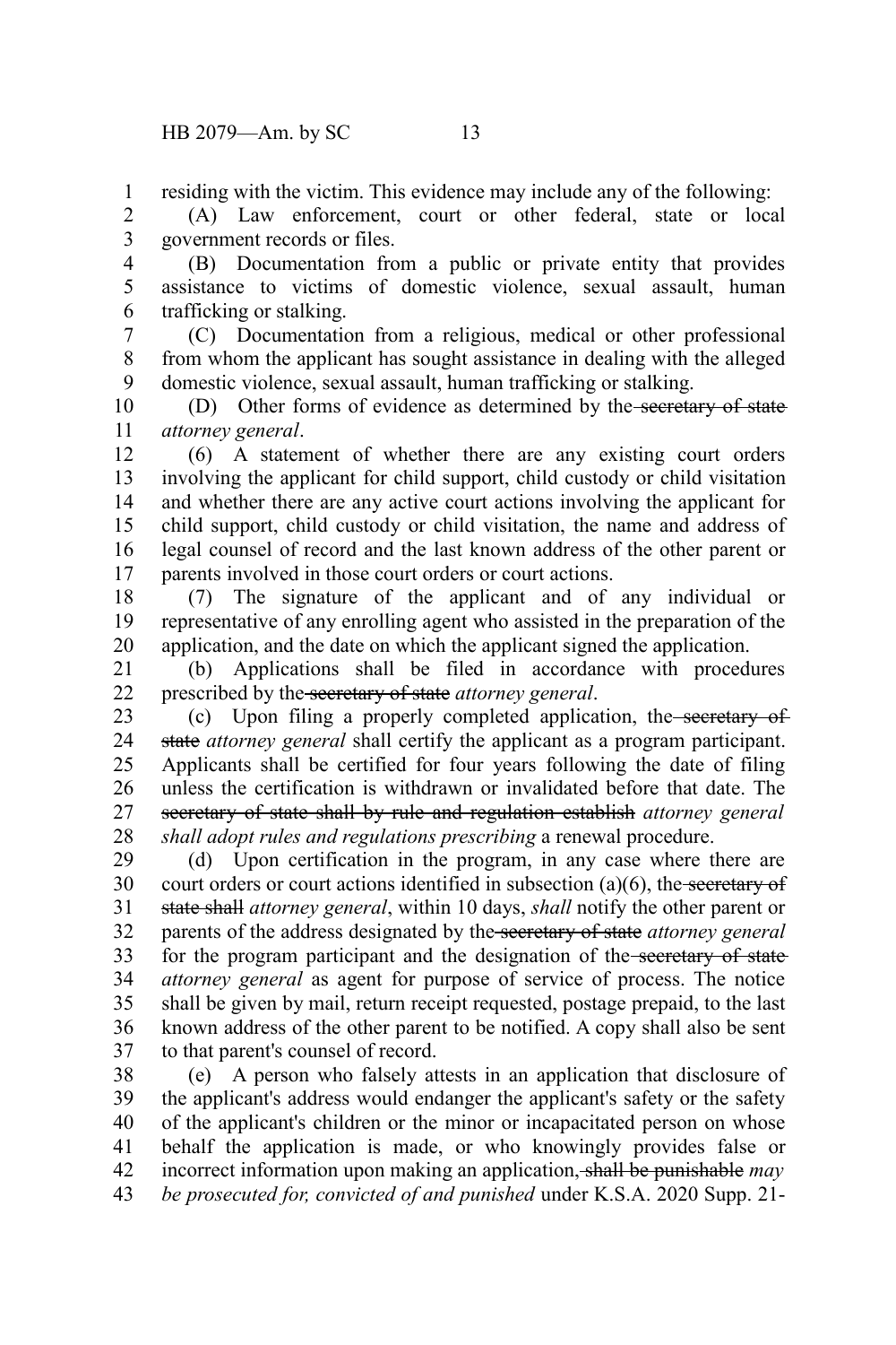residing with the victim. This evidence may include any of the following:

(A) Law enforcement, court or other federal, state or local government records or files.

(B) Documentation from a public or private entity that provides assistance to victims of domestic violence, sexual assault, human trafficking or stalking.

(C) Documentation from a religious, medical or other professional from whom the applicant has sought assistance in dealing with the alleged domestic violence, sexual assault, human trafficking or stalking.

(D) Other forms of evidence as determined by the ~~secretary of state~~ *attorney general*.

(6) A statement of whether there are any existing court orders involving the applicant for child support, child custody or child visitation and whether there are any active court actions involving the applicant for child support, child custody or child visitation, the name and address of legal counsel of record and the last known address of the other parent or parents involved in those court orders or court actions.

(7) The signature of the applicant and of any individual or representative of any enrolling agent who assisted in the preparation of the application, and the date on which the applicant signed the application.

(b) Applications shall be filed in accordance with procedures prescribed by the ~~secretary of state~~ *attorney general*.

(c) Upon filing a properly completed application, the ~~secretary of state~~ *attorney general* shall certify the applicant as a program participant. Applicants shall be certified for four years following the date of filing unless the certification is withdrawn or invalidated before that date. The ~~secretary of state shall by rule and regulation establish~~ *attorney general shall adopt rules and regulations prescribing* a renewal procedure.

(d) Upon certification in the program, in any case where there are court orders or court actions identified in subsection (a)(6), the ~~secretary of state shall~~ *attorney general*, within 10 days, *shall* notify the other parent or parents of the address designated by the ~~secretary of state~~ *attorney general* for the program participant and the designation of the ~~secretary of state~~ *attorney general* as agent for purpose of service of process. The notice shall be given by mail, return receipt requested, postage prepaid, to the last known address of the other parent to be notified. A copy shall also be sent to that parent's counsel of record.

(e) A person who falsely attests in an application that disclosure of the applicant's address would endanger the applicant's safety or the safety of the applicant's children or the minor or incapacitated person on whose behalf the application is made, or who knowingly provides false or incorrect information upon making an application~~, shall be punishable~~ *may be prosecuted for, convicted of and punished* under K.S.A. 2020 Supp. 21-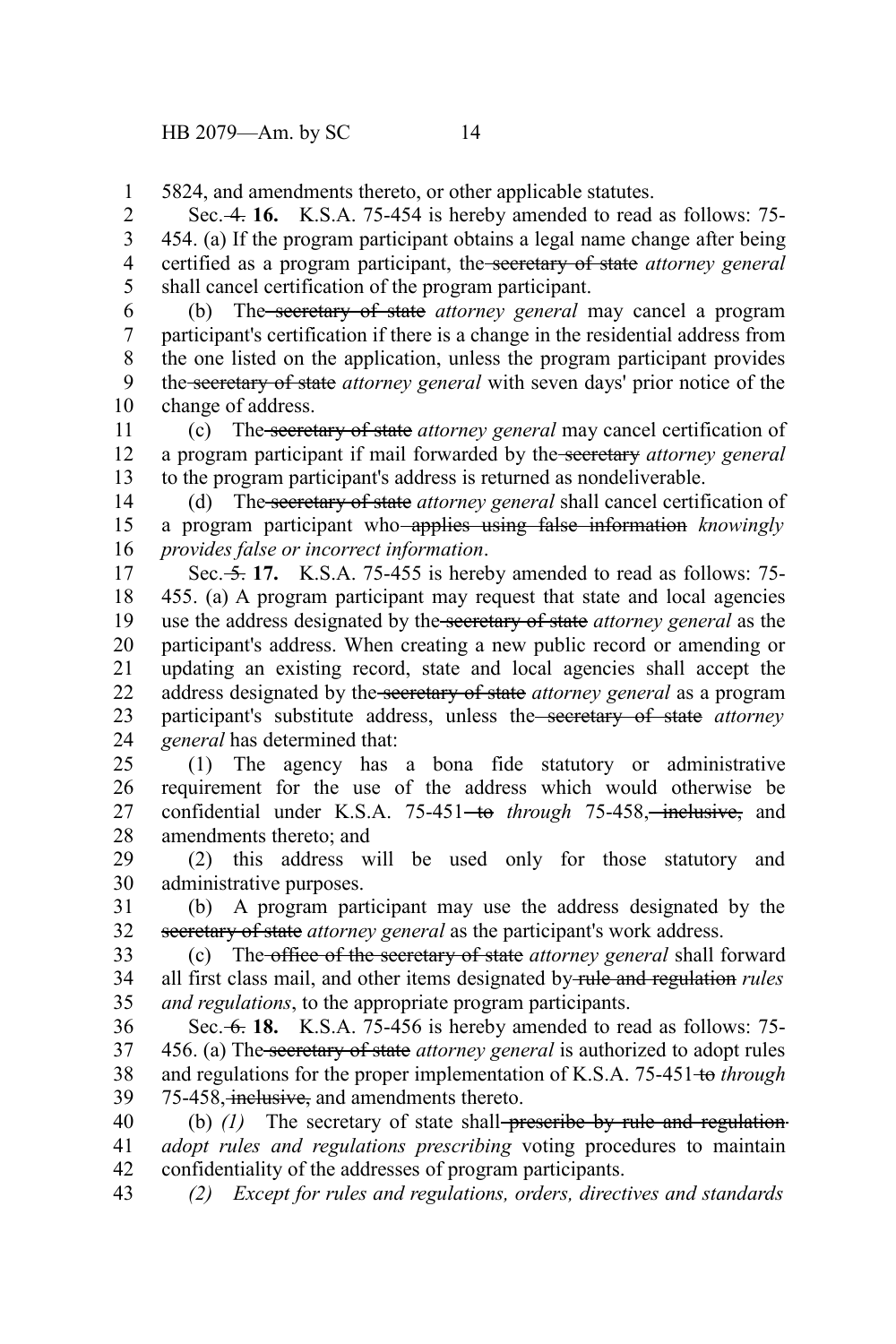5824, and amendments thereto, or other applicable statutes.

Sec. ~~4.~~ **16.** K.S.A. 75-454 is hereby amended to read as follows: 75-454. (a) If the program participant obtains a legal name change after being certified as a program participant, the ~~secretary of state~~ *attorney general* shall cancel certification of the program participant.

(b) The ~~secretary of state~~ *attorney general* may cancel a program participant's certification if there is a change in the residential address from the one listed on the application, unless the program participant provides the ~~secretary of state~~ *attorney general* with seven days' prior notice of the change of address.

(c) The ~~secretary of state~~ *attorney general* may cancel certification of a program participant if mail forwarded by the ~~secretary~~ *attorney general* to the program participant's address is returned as nondeliverable.

(d) The ~~secretary of state~~ *attorney general* shall cancel certification of a program participant who ~~applies using false information~~ *knowingly provides false or incorrect information*.

Sec. ~~5.~~ **17.** K.S.A. 75-455 is hereby amended to read as follows: 75-455. (a) A program participant may request that state and local agencies use the address designated by the ~~secretary of state~~ *attorney general* as the participant's address. When creating a new public record or amending or updating an existing record, state and local agencies shall accept the address designated by the ~~secretary of state~~ *attorney general* as a program participant's substitute address, unless the ~~secretary of state~~ *attorney general* has determined that:

(1) The agency has a bona fide statutory or administrative requirement for the use of the address which would otherwise be confidential under K.S.A. 75-451 ~~to~~ *through* 75-458, ~~inclusive,~~ and amendments thereto; and

(2) this address will be used only for those statutory and administrative purposes.

(b) A program participant may use the address designated by the ~~secretary of state~~ *attorney general* as the participant's work address.

(c) The ~~office of the secretary of state~~ *attorney general* shall forward all first class mail, and other items designated by ~~rule and regulation~~ *rules and regulations*, to the appropriate program participants.

Sec. ~~6.~~ **18.** K.S.A. 75-456 is hereby amended to read as follows: 75-456. (a) The ~~secretary of state~~ *attorney general* is authorized to adopt rules and regulations for the proper implementation of K.S.A. 75-451 ~~to~~ *through* 75-458, ~~inclusive,~~ and amendments thereto.

(b) *(1)* The secretary of state shall ~~prescribe by rule and regulation~~ *adopt rules and regulations prescribing* voting procedures to maintain confidentiality of the addresses of program participants.

*(2) Except for rules and regulations, orders, directives and standards*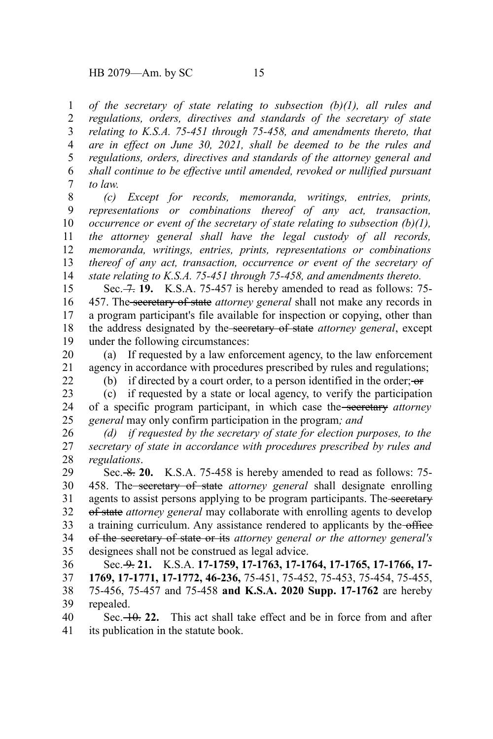*of the secretary of state relating to subsection (b)(1), all rules and regulations, orders, directives and standards of the secretary of state relating to K.S.A. 75-451 through 75-458, and amendments thereto, that are in effect on June 30, 2021, shall be deemed to be the rules and regulations, orders, directives and standards of the attorney general and shall continue to be effective until amended, revoked or nullified pursuant to law.*

*(c) Except for records, memoranda, writings, entries, prints, representations or combinations thereof of any act, transaction, occurrence or event of the secretary of state relating to subsection (b)(1), the attorney general shall have the legal custody of all records, memoranda, writings, entries, prints, representations or combinations thereof of any act, transaction, occurrence or event of the secretary of state relating to K.S.A. 75-451 through 75-458, and amendments thereto.*

Sec. ~~7.~~ **19.** K.S.A. 75-457 is hereby amended to read as follows: 75-457. The ~~secretary of state~~ *attorney general* shall not make any records in a program participant's file available for inspection or copying, other than the address designated by the ~~secretary of state~~ *attorney general*, except under the following circumstances:

(a) If requested by a law enforcement agency, to the law enforcement agency in accordance with procedures prescribed by rules and regulations;

(b) if directed by a court order, to a person identified in the order; ~~or~~

(c) if requested by a state or local agency, to verify the participation of a specific program participant, in which case the ~~secretary~~ *attorney general* may only confirm participation in the program*; and*

*(d) if requested by the secretary of state for election purposes, to the secretary of state in accordance with procedures prescribed by rules and regulations*.

Sec. ~~8.~~ **20.** K.S.A. 75-458 is hereby amended to read as follows: 75-458. The ~~secretary of state~~ *attorney general* shall designate enrolling agents to assist persons applying to be program participants. The ~~secretary of state~~ *attorney general* may collaborate with enrolling agents to develop a training curriculum. Any assistance rendered to applicants by the ~~office of the secretary of state or its~~ *attorney general or the attorney general's* designees shall not be construed as legal advice.

Sec. ~~9.~~ **21.** K.S.A. **17-1759, 17-1763, 17-1764, 17-1765, 17-1766, 17-1769, 17-1771, 17-1772, 46-236,** 75-451, 75-452, 75-453, 75-454, 75-455, 75-456, 75-457 and 75-458 **and K.S.A. 2020 Supp. 17-1762** are hereby repealed.

Sec. ~~10.~~ **22.** This act shall take effect and be in force from and after its publication in the statute book.